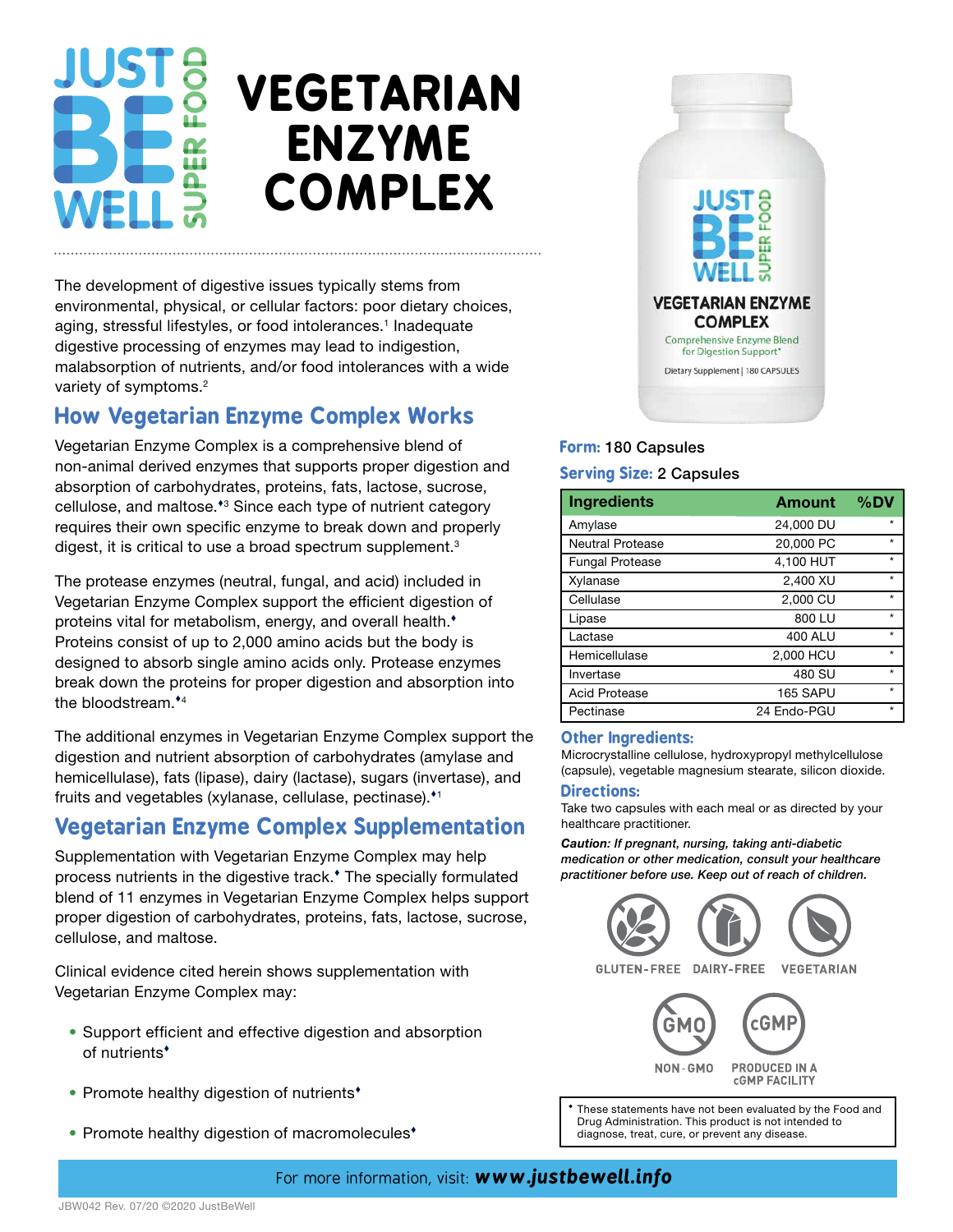# VEGETARIAN ENZYME COMPLEX

The development of digestive issues typically stems from environmental, physical, or cellular factors: poor dietary choices, aging, stressful lifestyles, or food intolerances.[1] Inadequate digestive processing of enzymes may lead to indigestion, malabsorption of nutrients, and/or food intolerances with a wide variety of symptoms.[2]

## How Vegetarian Enzyme Complex Works

Vegetarian Enzyme Complex is a comprehensive blend of non-animal derived enzymes that supports proper digestion and absorption of carbohydrates, proteins, fats, lactose, sucrose, cellulose, and maltose.♦[3] Since each type of nutrient category requires their own specific enzyme to break down and properly digest, it is critical to use a broad spectrum supplement.[3]

The protease enzymes (neutral, fungal, and acid) included in Vegetarian Enzyme Complex support the efficient digestion of proteins vital for metabolism, energy, and overall health.♦ Proteins consist of up to 2,000 amino acids but the body is designed to absorb single amino acids only. Protease enzymes break down the proteins for proper digestion and absorption into the bloodstream.♦[4]

The additional enzymes in Vegetarian Enzyme Complex support the digestion and nutrient absorption of carbohydrates (amylase and hemicellulase), fats (lipase), dairy (lactase), sugars (invertase), and fruits and vegetables (xylanase, cellulase, pectinase).♦[1]

## Vegetarian Enzyme Complex Supplementation

Supplementation with Vegetarian Enzyme Complex may help process nutrients in the digestive track.♦ The specially formulated blend of 11 enzymes in Vegetarian Enzyme Complex helps support proper digestion of carbohydrates, proteins, fats, lactose, sucrose, cellulose, and maltose.

Clinical evidence cited herein shows supplementation with Vegetarian Enzyme Complex may:

- Support efficient and effective digestion and absorption of nutrients♦
- Promote healthy digestion of nutrients♦
- Promote healthy digestion of macromolecules♦

**Form:** 180 Capsules

**Serving Size:** 2 Capsules

| Ingredients | Amount | %DV |
|---|---|---|
| Amylase | 24,000 DU | * |
| Neutral Protease | 20,000 PC | * |
| Fungal Protease | 4,100 HUT | * |
| Xylanase | 2,400 XU | * |
| Cellulase | 2,000 CU | * |
| Lipase | 800 LU | * |
| Lactase | 400 ALU | * |
| Hemicellulase | 2,000 HCU | * |
| Invertase | 480 SU | * |
| Acid Protease | 165 SAPU | * |
| Pectinase | 24 Endo-PGU | * |

### Other Ingredients:

Microcrystalline cellulose, hydroxypropyl methylcellulose (capsule), vegetable magnesium stearate, silicon dioxide.

### Directions:

Take two capsules with each meal or as directed by your healthcare practitioner.

***Caution:** If pregnant, nursing, taking anti-diabetic medication or other medication, consult your healthcare practitioner before use. Keep out of reach of children.*

GLUTEN-FREE DAIRY-FREE VEGETARIAN

NON-GMO PRODUCED IN A cGMP FACILITY

♦ These statements have not been evaluated by the Food and Drug Administration. This product is not intended to diagnose, treat, cure, or prevent any disease.

For more information, visit: ***www.justbewell.info***

JBW042 Rev. 07/20 ©2020 JustBeWell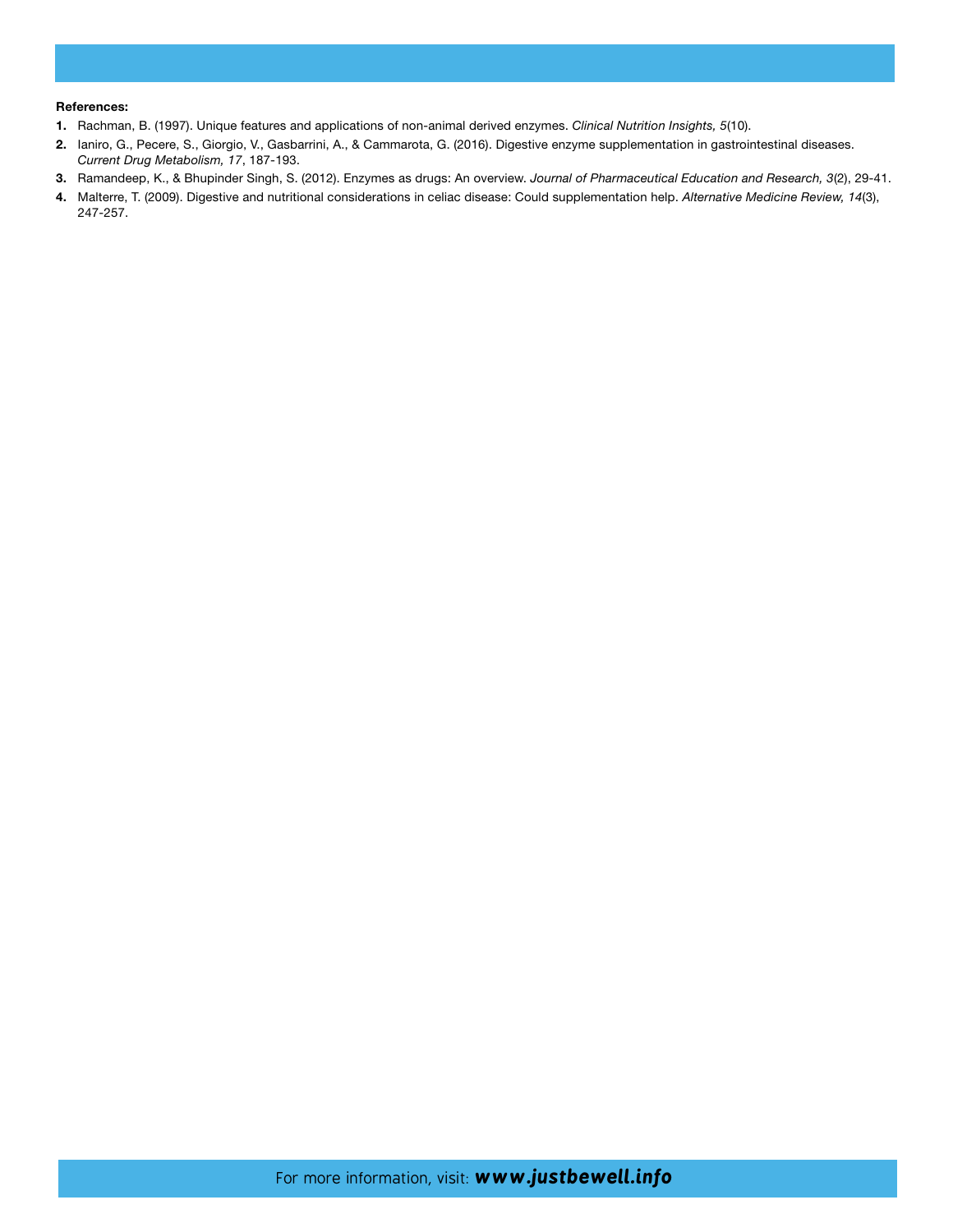**References:**

1. Rachman, B. (1997). Unique features and applications of non-animal derived enzymes. *Clinical Nutrition Insights, 5*(10).
2. Ianiro, G., Pecere, S., Giorgio, V., Gasbarrini, A., & Cammarota, G. (2016). Digestive enzyme supplementation in gastrointestinal diseases. *Current Drug Metabolism, 17*, 187-193.
3. Ramandeep, K., & Bhupinder Singh, S. (2012). Enzymes as drugs: An overview. *Journal of Pharmaceutical Education and Research, 3*(2), 29-41.
4. Malterre, T. (2009). Digestive and nutritional considerations in celiac disease: Could supplementation help. *Alternative Medicine Review, 14*(3), 247-257.

For more information, visit: ***www.justbewell.info***